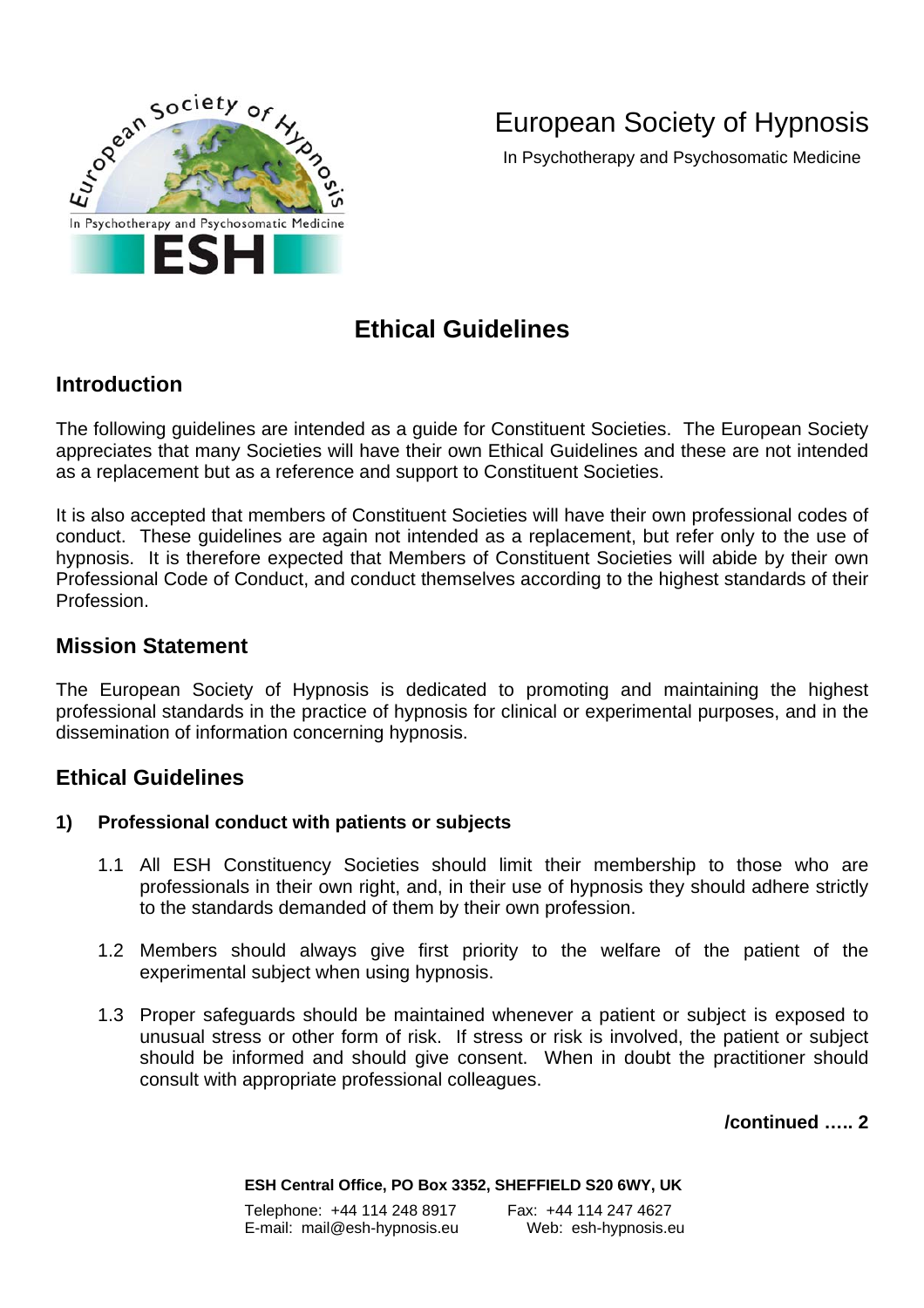# European Society of Hypnosis

In Psychotherapy and Psychosomatic Medicine

## Ethical Guidelines

### Introduction

The following guidelines are intended as a guide for Constituent Societies. The European Society appreciates that many Societies will have their own Ethical Guidelines and these are not intended as a replacement but as a reference and support to Constituent Societies.

It is also accepted that members of Constituent Societies will have their own professional codes of conduct. These guidelines are again not intended as a replacement, but refer only to the use of hypnosis. It is therefore expected that Members of Constituent Societies will abide by their own Professional Code of Conduct, and conduct themselves according to the highest standards of their Profession.

### Mission Statement

The European Society of Hypnosis is dedicated to promoting and maintaining the highest professional standards in the practice of hypnosis for clinical or experimental purposes, and in the dissemination of information concerning hypnosis.

### Ethical Guidelines

**1) Professional conduct with patients or subjects**

1.1 All ESH Constituency Societies should limit their membership to those who are professionals in their own right, and, in their use of hypnosis they should adhere strictly to the standards demanded of them by their own profession.

1.2 Members should always give first priority to the welfare of the patient of the experimental subject when using hypnosis.

1.3 Proper safeguards should be maintained whenever a patient or subject is exposed to unusual stress or other form of risk. If stress or risk is involved, the patient or subject should be informed and should give consent. When in doubt the practitioner should consult with appropriate professional colleagues.

**/continued ….. 2**

**ESH Central Office, PO Box 3352, SHEFFIELD S20 6WY, UK**

Telephone: +44 114 248 8917 Fax: +44 114 247 4627
E-mail: mail@esh-hypnosis.eu Web: esh-hypnosis.eu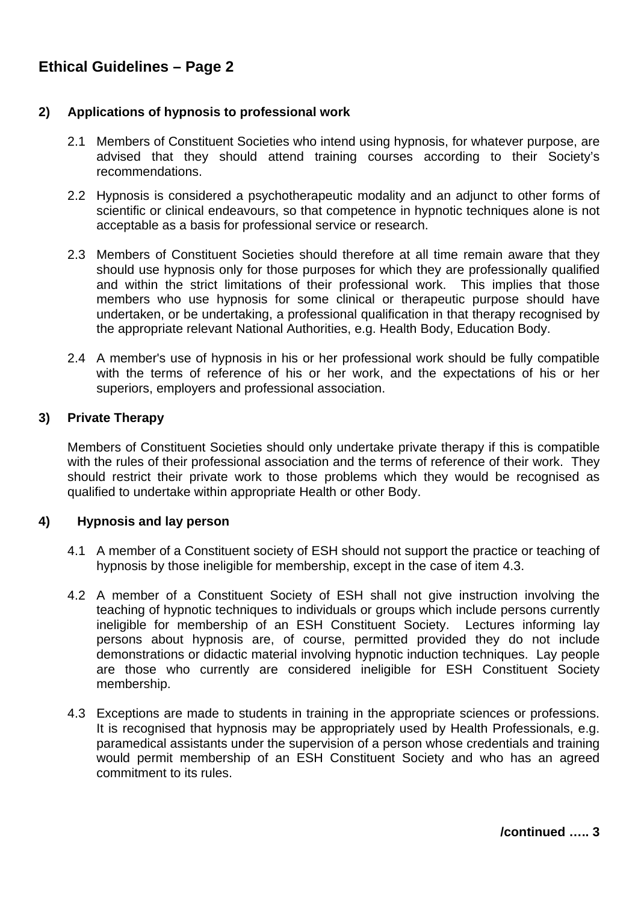## Ethical Guidelines – Page 2

**2) Applications of hypnosis to professional work**

2.1 Members of Constituent Societies who intend using hypnosis, for whatever purpose, are advised that they should attend training courses according to their Society's recommendations.

2.2 Hypnosis is considered a psychotherapeutic modality and an adjunct to other forms of scientific or clinical endeavours, so that competence in hypnotic techniques alone is not acceptable as a basis for professional service or research.

2.3 Members of Constituent Societies should therefore at all time remain aware that they should use hypnosis only for those purposes for which they are professionally qualified and within the strict limitations of their professional work. This implies that those members who use hypnosis for some clinical or therapeutic purpose should have undertaken, or be undertaking, a professional qualification in that therapy recognised by the appropriate relevant National Authorities, e.g. Health Body, Education Body.

2.4 A member's use of hypnosis in his or her professional work should be fully compatible with the terms of reference of his or her work, and the expectations of his or her superiors, employers and professional association.

**3) Private Therapy**

Members of Constituent Societies should only undertake private therapy if this is compatible with the rules of their professional association and the terms of reference of their work. They should restrict their private work to those problems which they would be recognised as qualified to undertake within appropriate Health or other Body.

**4) Hypnosis and lay person**

4.1 A member of a Constituent society of ESH should not support the practice or teaching of hypnosis by those ineligible for membership, except in the case of item 4.3.

4.2 A member of a Constituent Society of ESH shall not give instruction involving the teaching of hypnotic techniques to individuals or groups which include persons currently ineligible for membership of an ESH Constituent Society. Lectures informing lay persons about hypnosis are, of course, permitted provided they do not include demonstrations or didactic material involving hypnotic induction techniques. Lay people are those who currently are considered ineligible for ESH Constituent Society membership.

4.3 Exceptions are made to students in training in the appropriate sciences or professions. It is recognised that hypnosis may be appropriately used by Health Professionals, e.g. paramedical assistants under the supervision of a person whose credentials and training would permit membership of an ESH Constituent Society and who has an agreed commitment to its rules.

**/continued ….. 3**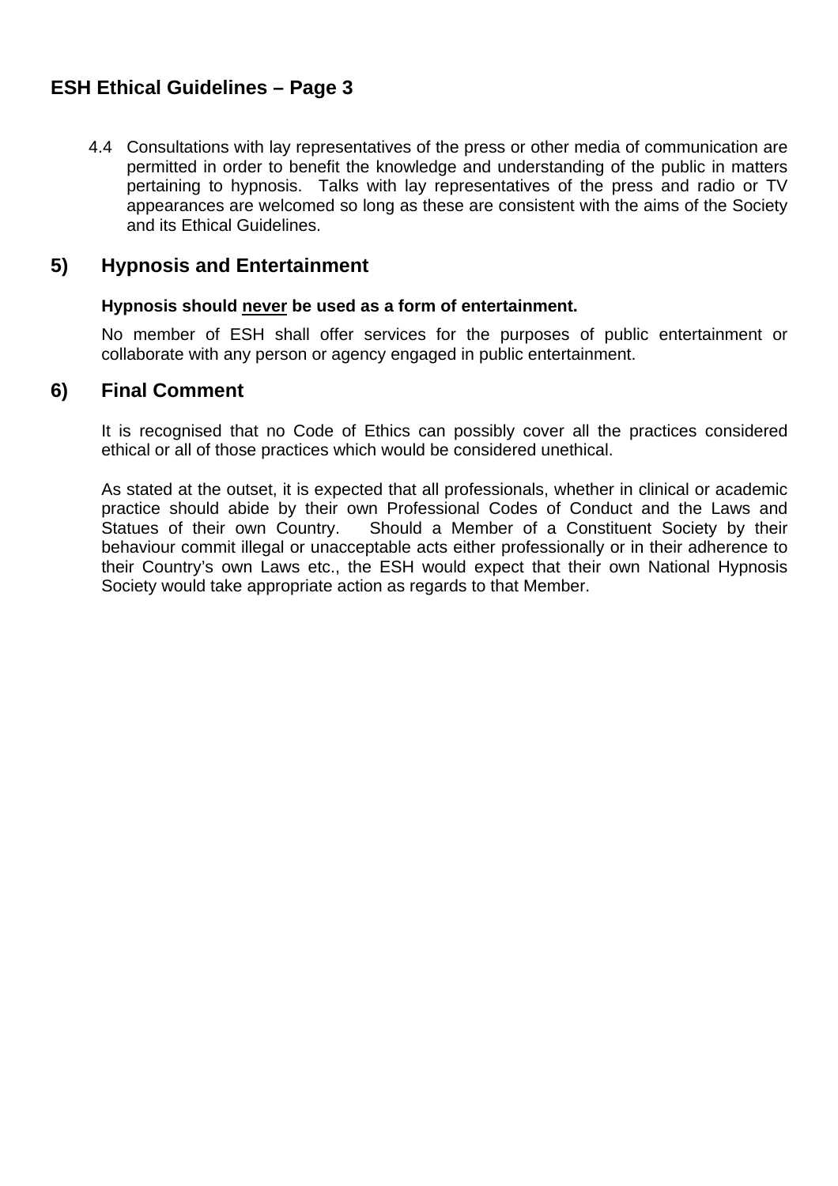4.4 Consultations with lay representatives of the press or other media of communication are permitted in order to benefit the knowledge and understanding of the public in matters pertaining to hypnosis. Talks with lay representatives of the press and radio or TV appearances are welcomed so long as these are consistent with the aims of the Society and its Ethical Guidelines.

## 5) Hypnosis and Entertainment

**Hypnosis should <u>never</u> be used as a form of entertainment.**

No member of ESH shall offer services for the purposes of public entertainment or collaborate with any person or agency engaged in public entertainment.

## 6) Final Comment

It is recognised that no Code of Ethics can possibly cover all the practices considered ethical or all of those practices which would be considered unethical.

As stated at the outset, it is expected that all professionals, whether in clinical or academic practice should abide by their own Professional Codes of Conduct and the Laws and Statues of their own Country. Should a Member of a Constituent Society by their behaviour commit illegal or unacceptable acts either professionally or in their adherence to their Country's own Laws etc., the ESH would expect that their own National Hypnosis Society would take appropriate action as regards to that Member.